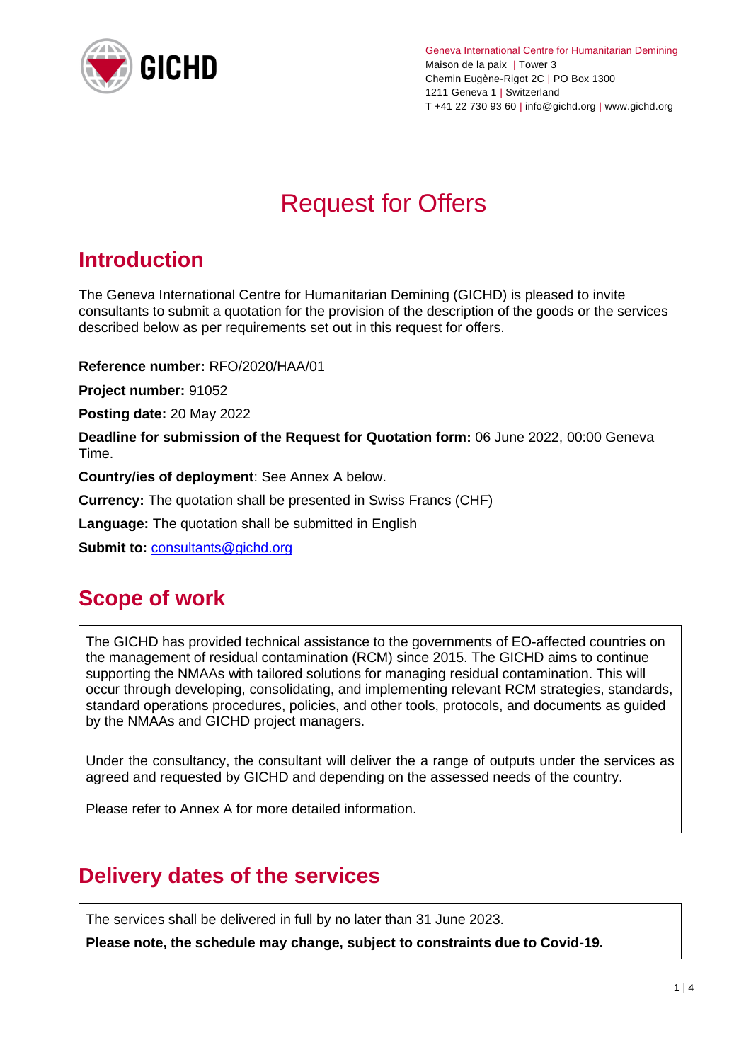Geneva International Centre for Humanitarian Demining
Maison de la paix | Tower 3
Chemin Eugène-Rigot 2C | PO Box 1300
1211 Geneva 1 | Switzerland
T +41 22 730 93 60 | info@gichd.org | www.gichd.org

# Request for Offers

## Introduction

The Geneva International Centre for Humanitarian Demining (GICHD) is pleased to invite consultants to submit a quotation for the provision of the description of the goods or the services described below as per requirements set out in this request for offers.

**Reference number:** RFO/2020/HAA/01

**Project number:** 91052

**Posting date:** 20 May 2022

**Deadline for submission of the Request for Quotation form:** 06 June 2022, 00:00 Geneva Time.

**Country/ies of deployment**: See Annex A below.

**Currency:** The quotation shall be presented in Swiss Francs (CHF)

**Language:** The quotation shall be submitted in English

**Submit to:** consultants@gichd.org

## Scope of work

The GICHD has provided technical assistance to the governments of EO-affected countries on the management of residual contamination (RCM) since 2015. The GICHD aims to continue supporting the NMAAs with tailored solutions for managing residual contamination. This will occur through developing, consolidating, and implementing relevant RCM strategies, standards, standard operations procedures, policies, and other tools, protocols, and documents as guided by the NMAAs and GICHD project managers.

Under the consultancy, the consultant will deliver the a range of outputs under the services as agreed and requested by GICHD and depending on the assessed needs of the country.

Please refer to Annex A for more detailed information.

## Delivery dates of the services

The services shall be delivered in full by no later than 31 June 2023.

**Please note, the schedule may change, subject to constraints due to Covid-19.**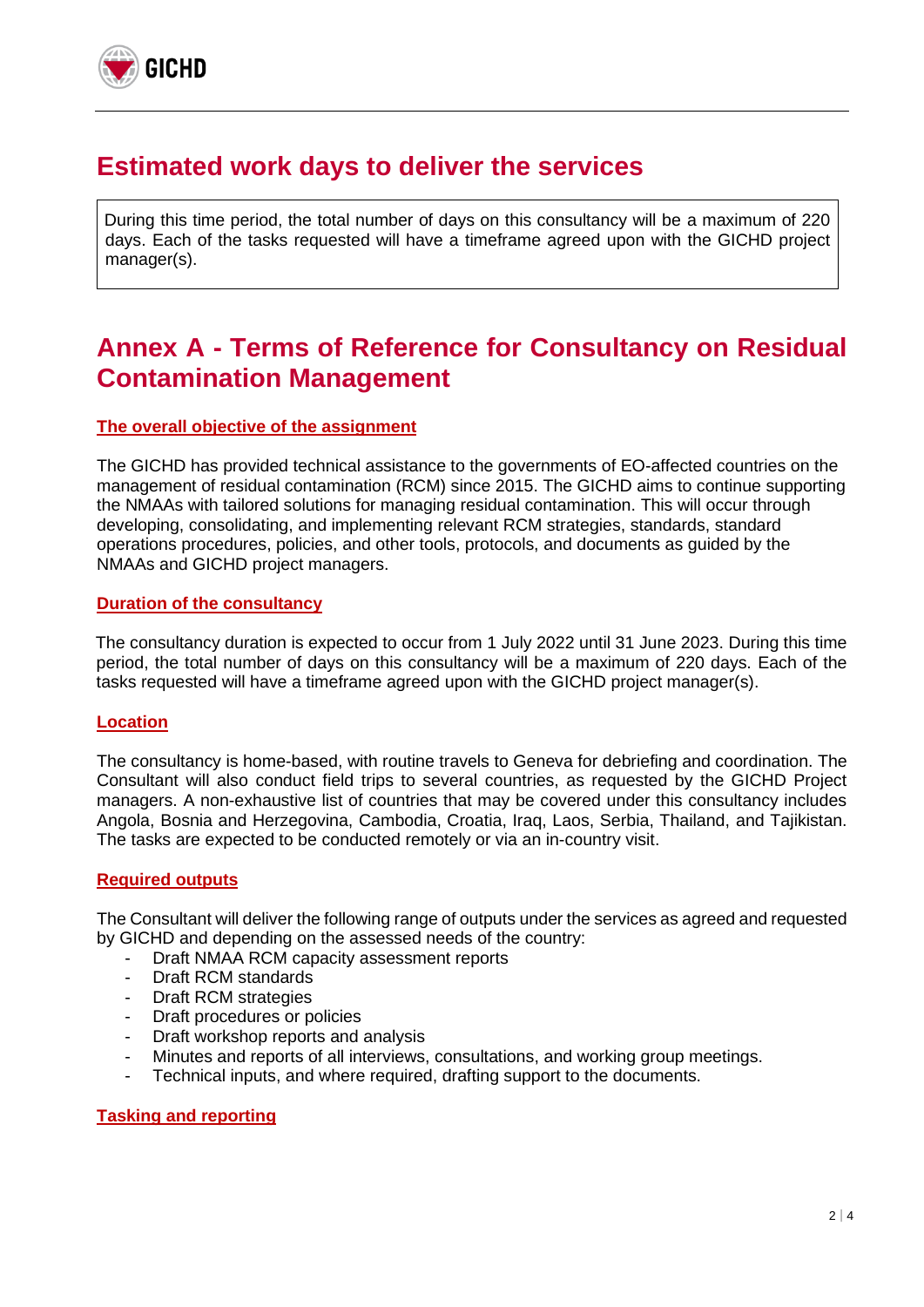## Estimated work days to deliver the services

During this time period, the total number of days on this consultancy will be a maximum of 220 days. Each of the tasks requested will have a timeframe agreed upon with the GICHD project manager(s).

## Annex A - Terms of Reference for Consultancy on Residual Contamination Management

### The overall objective of the assignment

The GICHD has provided technical assistance to the governments of EO-affected countries on the management of residual contamination (RCM) since 2015. The GICHD aims to continue supporting the NMAAs with tailored solutions for managing residual contamination. This will occur through developing, consolidating, and implementing relevant RCM strategies, standards, standard operations procedures, policies, and other tools, protocols, and documents as guided by the NMAAs and GICHD project managers.

### Duration of the consultancy

The consultancy duration is expected to occur from 1 July 2022 until 31 June 2023. During this time period, the total number of days on this consultancy will be a maximum of 220 days. Each of the tasks requested will have a timeframe agreed upon with the GICHD project manager(s).

### Location

The consultancy is home-based, with routine travels to Geneva for debriefing and coordination. The Consultant will also conduct field trips to several countries, as requested by the GICHD Project managers. A non-exhaustive list of countries that may be covered under this consultancy includes Angola, Bosnia and Herzegovina, Cambodia, Croatia, Iraq, Laos, Serbia, Thailand, and Tajikistan. The tasks are expected to be conducted remotely or via an in-country visit.

### Required outputs

The Consultant will deliver the following range of outputs under the services as agreed and requested by GICHD and depending on the assessed needs of the country:

- Draft NMAA RCM capacity assessment reports
- Draft RCM standards
- Draft RCM strategies
- Draft procedures or policies
- Draft workshop reports and analysis
- Minutes and reports of all interviews, consultations, and working group meetings.
- Technical inputs, and where required, drafting support to the documents.

### Tasking and reporting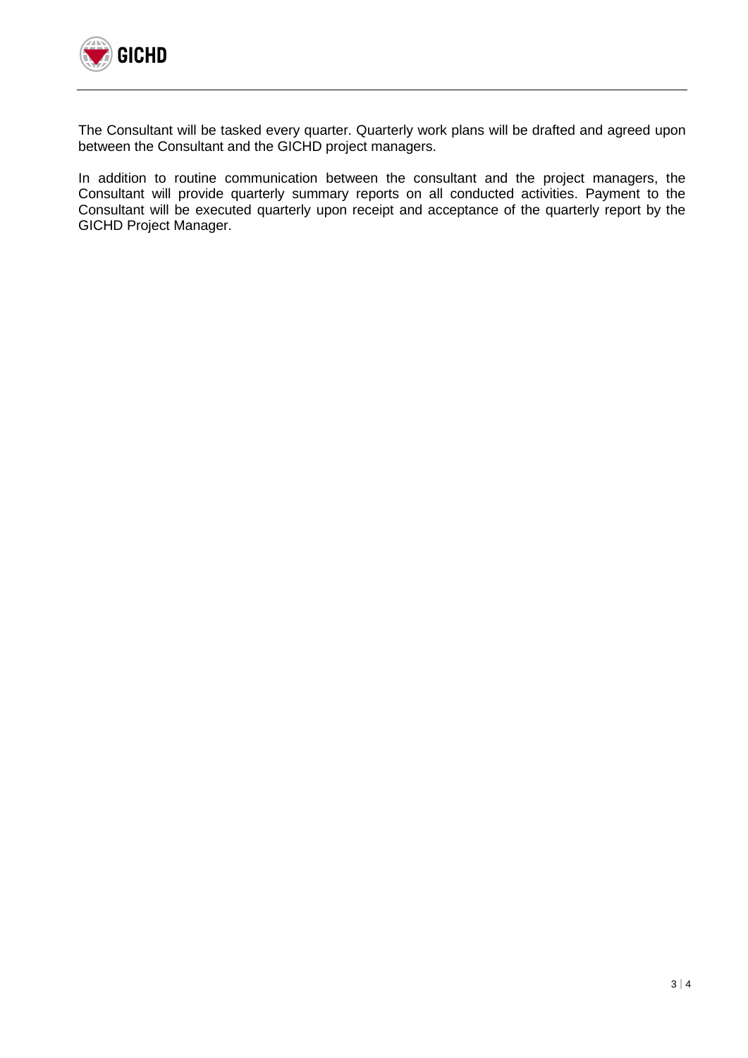The Consultant will be tasked every quarter. Quarterly work plans will be drafted and agreed upon between the Consultant and the GICHD project managers.

In addition to routine communication between the consultant and the project managers, the Consultant will provide quarterly summary reports on all conducted activities. Payment to the Consultant will be executed quarterly upon receipt and acceptance of the quarterly report by the GICHD Project Manager.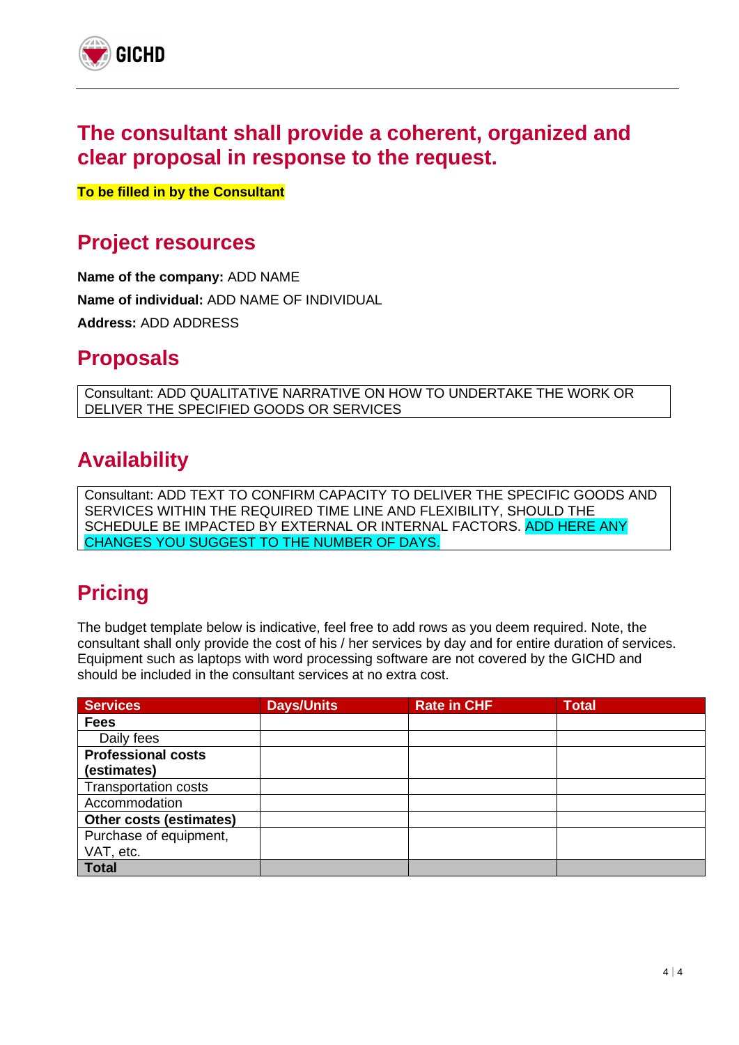## The consultant shall provide a coherent, organized and clear proposal in response to the request.

**To be filled in by the Consultant**

## Project resources

**Name of the company:** ADD NAME

**Name of individual:** ADD NAME OF INDIVIDUAL

**Address:** ADD ADDRESS

## Proposals

| |
|---|
| Consultant: ADD QUALITATIVE NARRATIVE ON HOW TO UNDERTAKE THE WORK OR DELIVER THE SPECIFIED GOODS OR SERVICES |

## Availability

| |
|---|
| Consultant: ADD TEXT TO CONFIRM CAPACITY TO DELIVER THE SPECIFIC GOODS AND SERVICES WITHIN THE REQUIRED TIME LINE AND FLEXIBILITY, SHOULD THE SCHEDULE BE IMPACTED BY EXTERNAL OR INTERNAL FACTORS. ADD HERE ANY CHANGES YOU SUGGEST TO THE NUMBER OF DAYS. |

## Pricing

The budget template below is indicative, feel free to add rows as you deem required. Note, the consultant shall only provide the cost of his / her services by day and for entire duration of services. Equipment such as laptops with word processing software are not covered by the GICHD and should be included in the consultant services at no extra cost.

| Services | Days/Units | Rate in CHF | Total |
|---|---|---|---|
| **Fees** | | | |
| Daily fees | | | |
| **Professional costs (estimates)** | | | |
| Transportation costs | | | |
| Accommodation | | | |
| **Other costs (estimates)** | | | |
| Purchase of equipment, VAT, etc. | | | |
| **Total** | | | |